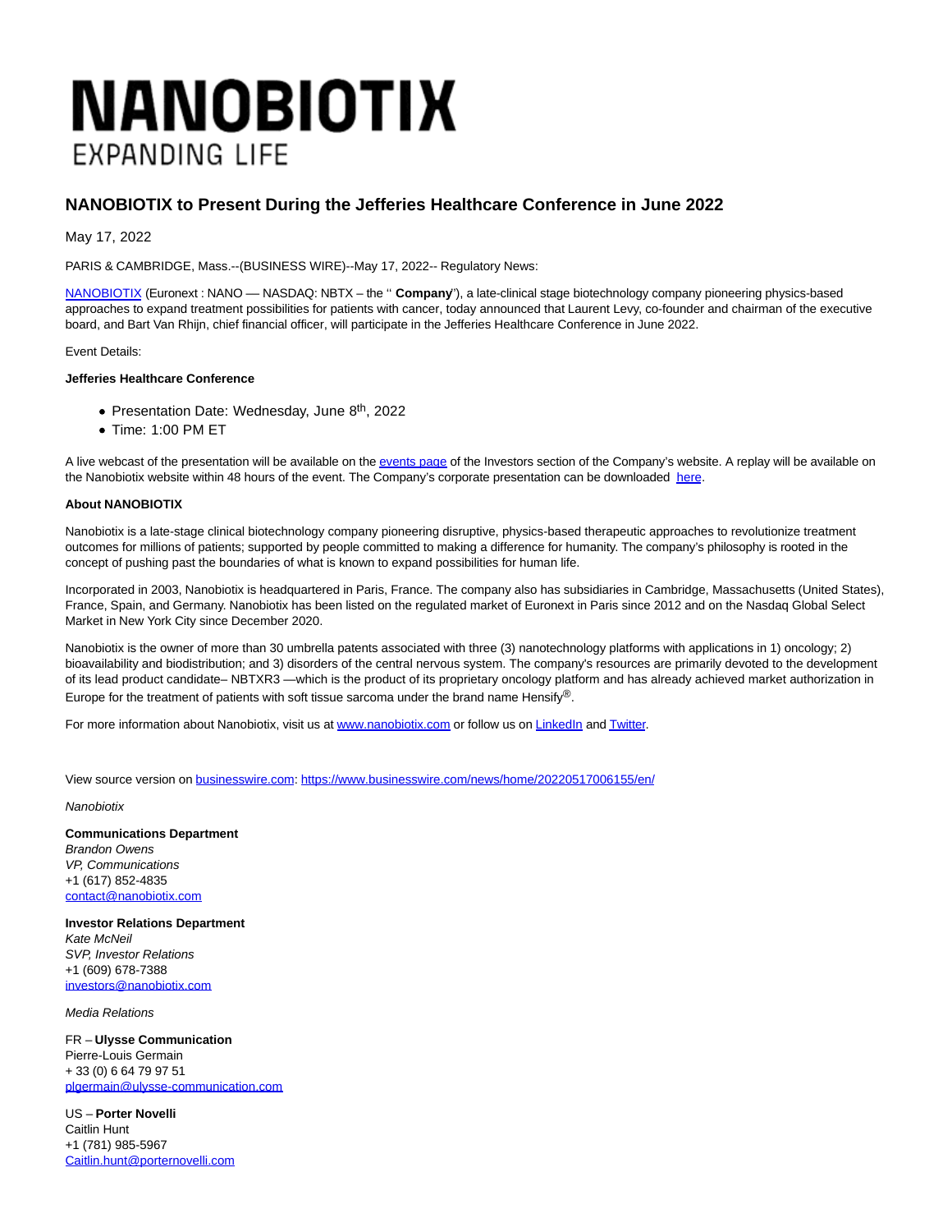# NANOBIOTIX

EXPANDING LIFE

## NANOBIOTIX to Present During the Jefferies Healthcare Conference in June 2022

May 17, 2022

PARIS & CAMBRIDGE, Mass.--(BUSINESS WIRE)--May 17, 2022-- Regulatory News:

NANOBIOTIX (Euronext : NANO –– NASDAQ: NBTX – the " **Company**"), a late-clinical stage biotechnology company pioneering physics-based approaches to expand treatment possibilities for patients with cancer, today announced that Laurent Levy, co-founder and chairman of the executive board, and Bart Van Rhijn, chief financial officer, will participate in the Jefferies Healthcare Conference in June 2022.

Event Details:

**Jefferies Healthcare Conference**

- Presentation Date: Wednesday, June 8th, 2022
- Time: 1:00 PM ET

A live webcast of the presentation will be available on the events page of the Investors section of the Company's website. A replay will be available on the Nanobiotix website within 48 hours of the event. The Company's corporate presentation can be downloaded here.

**About NANOBIOTIX**

Nanobiotix is a late-stage clinical biotechnology company pioneering disruptive, physics-based therapeutic approaches to revolutionize treatment outcomes for millions of patients; supported by people committed to making a difference for humanity. The company's philosophy is rooted in the concept of pushing past the boundaries of what is known to expand possibilities for human life.

Incorporated in 2003, Nanobiotix is headquartered in Paris, France. The company also has subsidiaries in Cambridge, Massachusetts (United States), France, Spain, and Germany. Nanobiotix has been listed on the regulated market of Euronext in Paris since 2012 and on the Nasdaq Global Select Market in New York City since December 2020.

Nanobiotix is the owner of more than 30 umbrella patents associated with three (3) nanotechnology platforms with applications in 1) oncology; 2) bioavailability and biodistribution; and 3) disorders of the central nervous system. The company's resources are primarily devoted to the development of its lead product candidate– NBTXR3 —which is the product of its proprietary oncology platform and has already achieved market authorization in Europe for the treatment of patients with soft tissue sarcoma under the brand name Hensify®.

For more information about Nanobiotix, visit us at www.nanobiotix.com or follow us on LinkedIn and Twitter.

View source version on businesswire.com: https://www.businesswire.com/news/home/20220517006155/en/

*Nanobiotix*

**Communications Department**
*Brandon Owens*
*VP, Communications*
+1 (617) 852-4835
contact@nanobiotix.com

**Investor Relations Department**
*Kate McNeil*
*SVP, Investor Relations*
+1 (609) 678-7388
investors@nanobiotix.com

*Media Relations*

FR – **Ulysse Communication**
Pierre-Louis Germain
+ 33 (0) 6 64 79 97 51
plgermain@ulysse-communication.com

US – **Porter Novelli**
Caitlin Hunt
+1 (781) 985-5967
Caitlin.hunt@porternovelli.com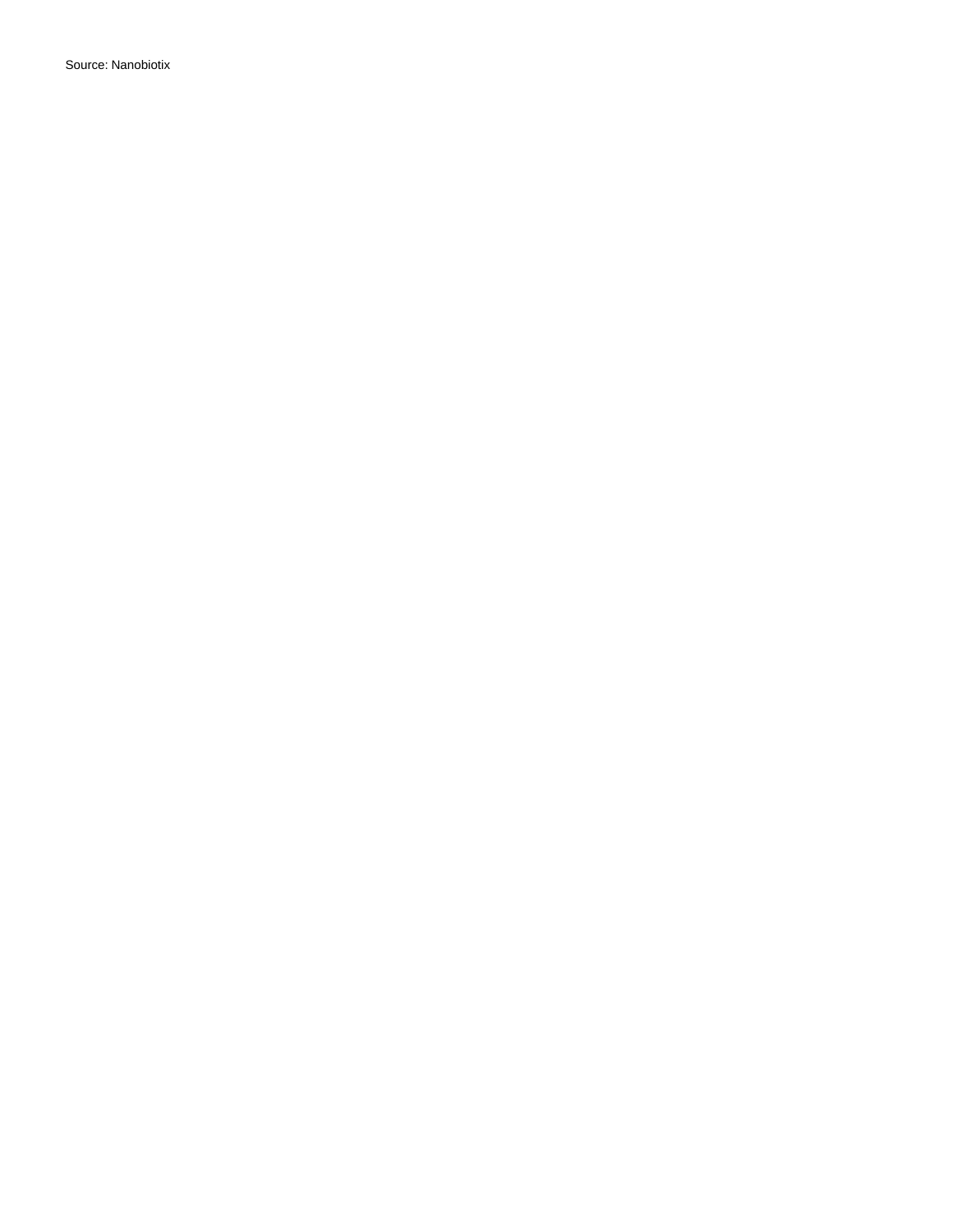Source: Nanobiotix